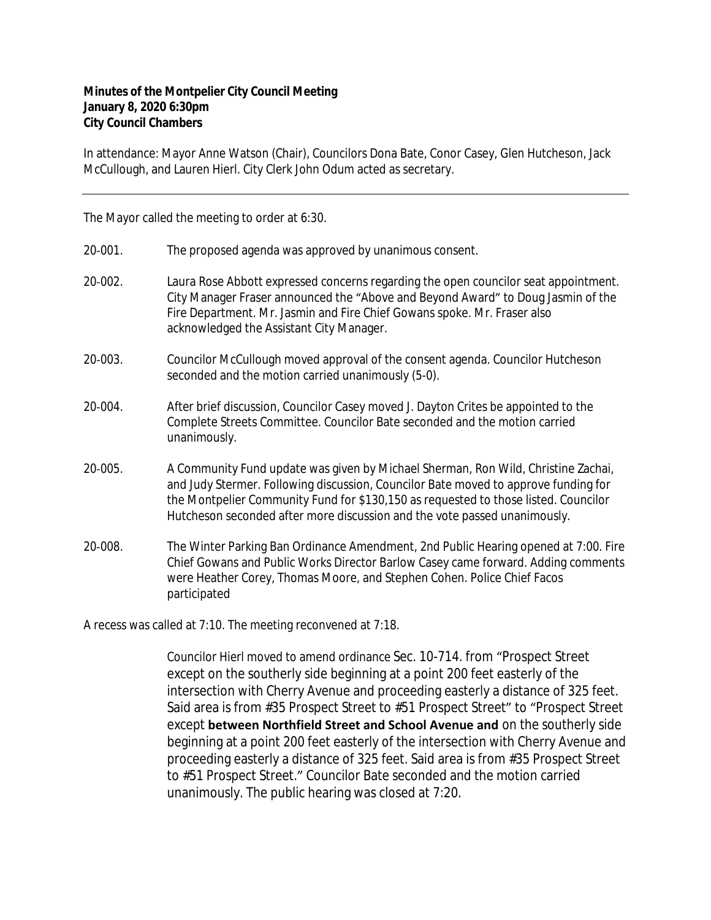**Minutes of the Montpelier City Council Meeting**
**January 8, 2020 6:30pm**
**City Council Chambers**

In attendance: Mayor Anne Watson (Chair), Councilors Dona Bate, Conor Casey, Glen Hutcheson, Jack McCullough, and Lauren Hierl. City Clerk John Odum acted as secretary.

---

The Mayor called the meeting to order at 6:30.

20-001. The proposed agenda was approved by unanimous consent.

20-002. Laura Rose Abbott expressed concerns regarding the open councilor seat appointment. City Manager Fraser announced the "Above and Beyond Award" to Doug Jasmin of the Fire Department. Mr. Jasmin and Fire Chief Gowans spoke. Mr. Fraser also acknowledged the Assistant City Manager.

20-003. Councilor McCullough moved approval of the consent agenda. Councilor Hutcheson seconded and the motion carried unanimously (5-0).

20-004. After brief discussion, Councilor Casey moved J. Dayton Crites be appointed to the Complete Streets Committee. Councilor Bate seconded and the motion carried unanimously.

20-005. A Community Fund update was given by Michael Sherman, Ron Wild, Christine Zachai, and Judy Stermer. Following discussion, Councilor Bate moved to approve funding for the Montpelier Community Fund for $130,150 as requested to those listed. Councilor Hutcheson seconded after more discussion and the vote passed unanimously.

20-008. The Winter Parking Ban Ordinance Amendment, 2nd Public Hearing opened at 7:00. Fire Chief Gowans and Public Works Director Barlow Casey came forward. Adding comments were Heather Corey, Thomas Moore, and Stephen Cohen. Police Chief Facos participated

A recess was called at 7:10. The meeting reconvened at 7:18.

Councilor Hierl moved to amend ordinance Sec. 10-714. from "Prospect Street except on the southerly side beginning at a point 200 feet easterly of the intersection with Cherry Avenue and proceeding easterly a distance of 325 feet. Said area is from #35 Prospect Street to #51 Prospect Street" to "Prospect Street except **between Northfield Street and School Avenue and** on the southerly side beginning at a point 200 feet easterly of the intersection with Cherry Avenue and proceeding easterly a distance of 325 feet. Said area is from #35 Prospect Street to #51 Prospect Street." Councilor Bate seconded and the motion carried unanimously. The public hearing was closed at 7:20.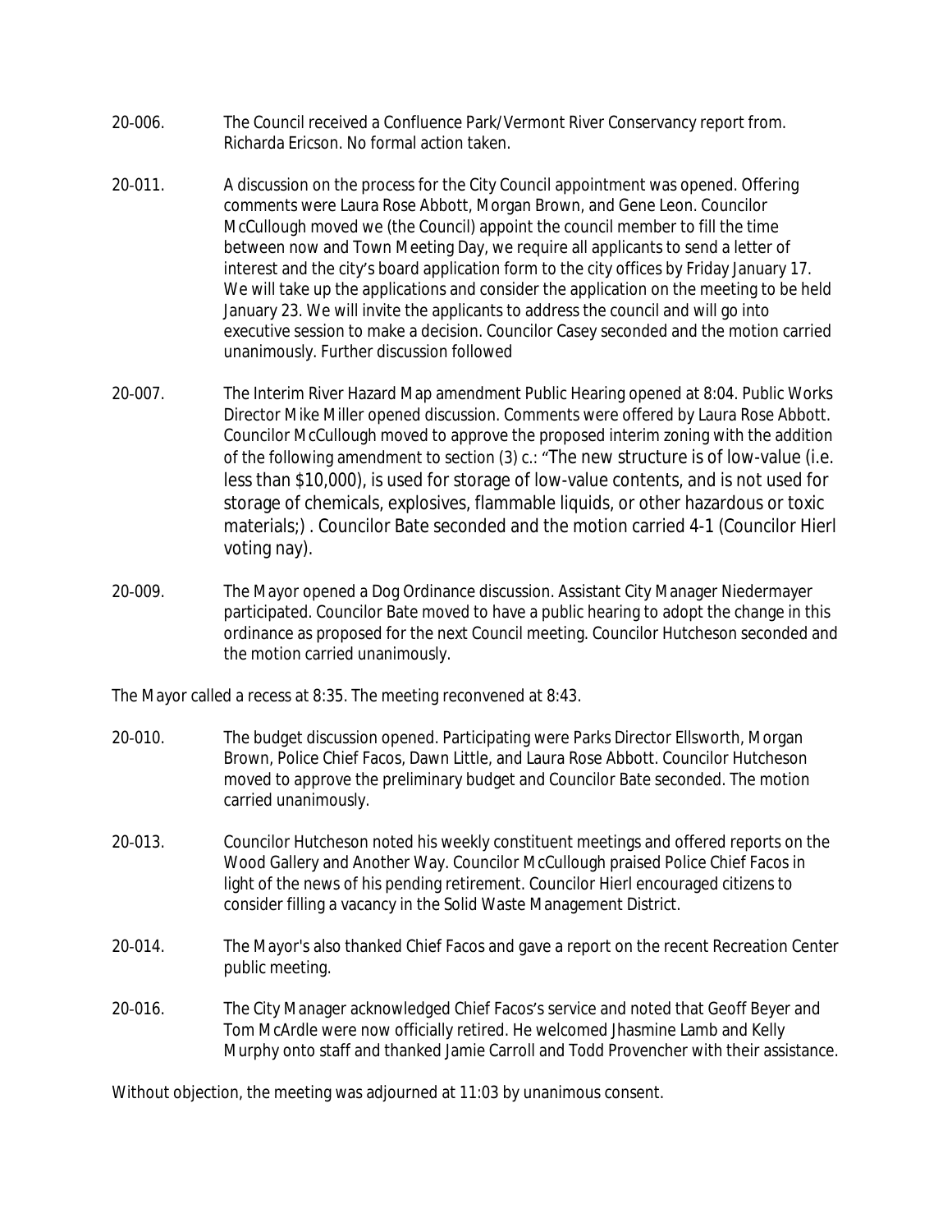20-006. The Council received a Confluence Park/Vermont River Conservancy report from. Richarda Ericson. No formal action taken.

20-011. A discussion on the process for the City Council appointment was opened. Offering comments were Laura Rose Abbott, Morgan Brown, and Gene Leon. Councilor McCullough moved we (the Council) appoint the council member to fill the time between now and Town Meeting Day, we require all applicants to send a letter of interest and the city's board application form to the city offices by Friday January 17. We will take up the applications and consider the application on the meeting to be held January 23. We will invite the applicants to address the council and will go into executive session to make a decision. Councilor Casey seconded and the motion carried unanimously. Further discussion followed

20-007. The Interim River Hazard Map amendment Public Hearing opened at 8:04. Public Works Director Mike Miller opened discussion. Comments were offered by Laura Rose Abbott. Councilor McCullough moved to approve the proposed interim zoning with the addition of the following amendment to section (3) c.: "The new structure is of low-value (i.e. less than $10,000), is used for storage of low-value contents, and is not used for storage of chemicals, explosives, flammable liquids, or other hazardous or toxic materials;) . Councilor Bate seconded and the motion carried 4-1 (Councilor Hierl voting nay).

20-009. The Mayor opened a Dog Ordinance discussion. Assistant City Manager Niedermayer participated. Councilor Bate moved to have a public hearing to adopt the change in this ordinance as proposed for the next Council meeting. Councilor Hutcheson seconded and the motion carried unanimously.

The Mayor called a recess at 8:35. The meeting reconvened at 8:43.

20-010. The budget discussion opened. Participating were Parks Director Ellsworth, Morgan Brown, Police Chief Facos, Dawn Little, and Laura Rose Abbott. Councilor Hutcheson moved to approve the preliminary budget and Councilor Bate seconded. The motion carried unanimously.

20-013. Councilor Hutcheson noted his weekly constituent meetings and offered reports on the Wood Gallery and Another Way. Councilor McCullough praised Police Chief Facos in light of the news of his pending retirement. Councilor Hierl encouraged citizens to consider filling a vacancy in the Solid Waste Management District.

20-014. The Mayor's also thanked Chief Facos and gave a report on the recent Recreation Center public meeting.

20-016. The City Manager acknowledged Chief Facos's service and noted that Geoff Beyer and Tom McArdle were now officially retired. He welcomed Jhasmine Lamb and Kelly Murphy onto staff and thanked Jamie Carroll and Todd Provencher with their assistance.

Without objection, the meeting was adjourned at 11:03 by unanimous consent.